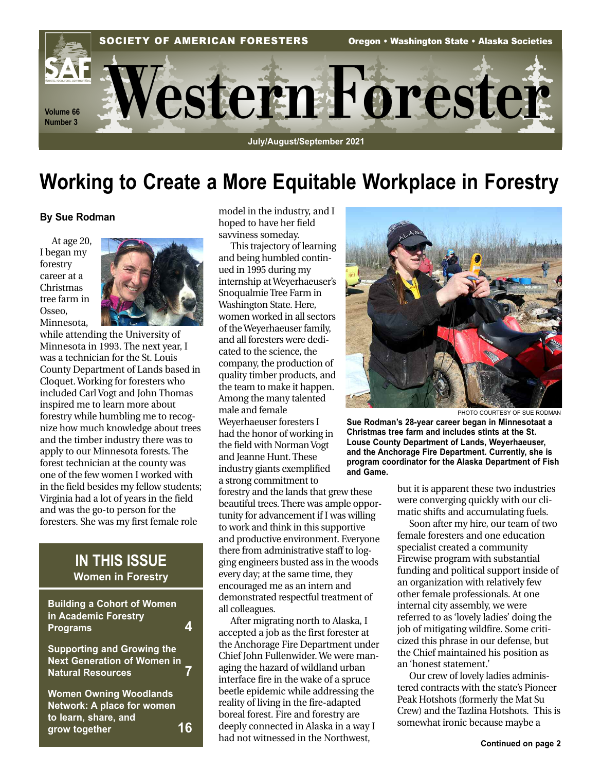# Western Forester

SOCIETY OF AMERICAN FORESTERS — Oregon • Washington State • Alaska Societies

Volume 66 Number 3 — July/August/September 2021

## Working to Create a More Equitable Workplace in Forestry

**By Sue Rodman**

At age 20, I began my forestry career at a Christmas tree farm in Osseo, Minnesota, while attending the University of Minnesota in 1993. The next year, I was a technician for the St. Louis County Department of Lands based in Cloquet. Working for foresters who included Carl Vogt and John Thomas inspired me to learn more about forestry while humbling me to recognize how much knowledge about trees and the timber industry there was to apply to our Minnesota forests. The forest technician at the county was one of the few women I worked with in the field besides my fellow students; Virginia had a lot of years in the field and was the go-to person for the foresters. She was my first female role model in the industry, and I hoped to have her field savviness someday.

This trajectory of learning and being humbled continued in 1995 during my internship at Weyerhaeuser's Snoqualmie Tree Farm in Washington State. Here, women worked in all sectors of the Weyerhaeuser family, and all foresters were dedicated to the science, the company, the production of quality timber products, and the team to make it happen. Among the many talented male and female Weyerhaeuser foresters I had the honor of working in the field with Norman Vogt and Jeanne Hunt. These industry giants exemplified a strong commitment to forestry and the lands that grew these beautiful trees. There was ample opportunity for advancement if I was willing to work and think in this supportive and productive environment. Everyone there from administrative staff to logging engineers busted ass in the woods every day; at the same time, they encouraged me as an intern and demonstrated respectful treatment of all colleagues.

After migrating north to Alaska, I accepted a job as the first forester at the Anchorage Fire Department under Chief John Fullenwider. We were managing the hazard of wildland urban interface fire in the wake of a spruce beetle epidemic while addressing the reality of living in the fire-adapted boreal forest. Fire and forestry are deeply connected in Alaska in a way I had not witnessed in the Northwest, but it is apparent these two industries were converging quickly with our climatic shifts and accumulating fuels.

PHOTO COURTESY OF SUE RODMAN

**Sue Rodman's 28-year career began in Minnesotaat a Christmas tree farm and includes stints at the St. Louse County Department of Lands, Weyerhaeuser, and the Anchorage Fire Department. Currently, she is program coordinator for the Alaska Department of Fish and Game.**

Soon after my hire, our team of two female foresters and one education specialist created a community Firewise program with substantial funding and political support inside of an organization with relatively few other female professionals. At one internal city assembly, we were referred to as 'lovely ladies' doing the job of mitigating wildfire. Some criticized this phrase in our defense, but the Chief maintained his position as an 'honest statement.'

Our crew of lovely ladies administered contracts with the state's Pioneer Peak Hotshots (formerly the Mat Su Crew) and the Tazlina Hotshots. This is somewhat ironic because maybe a

**Continued on page 2**

### IN THIS ISSUE
**Women in Forestry**

- **Building a Cohort of Women in Academic Forestry Programs** — 4
- **Supporting and Growing the Next Generation of Women in Natural Resources** — 7
- **Women Owning Woodlands Network: A place for women to learn, share, and grow together** — 16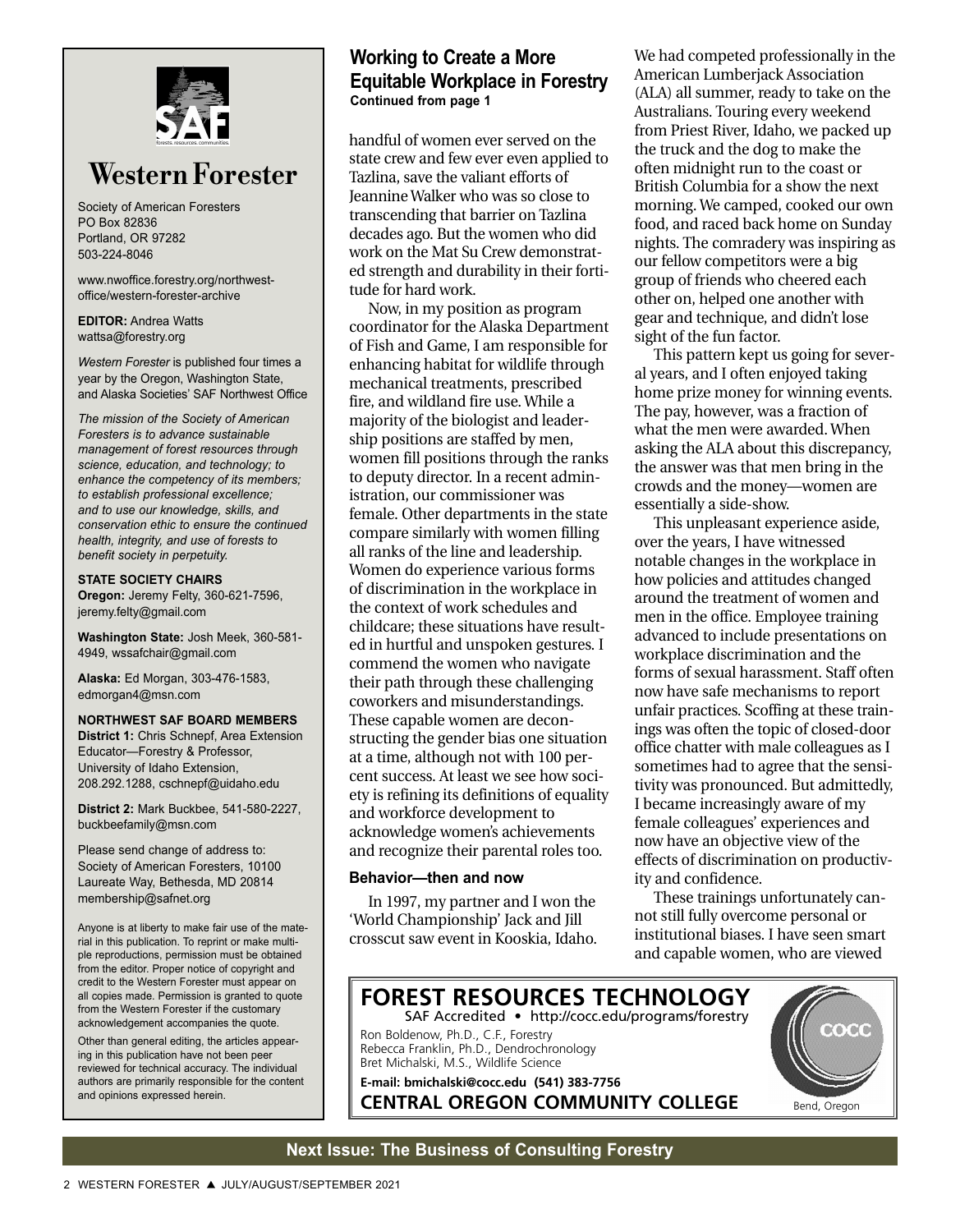# Western Forester

Society of American Foresters
PO Box 82836
Portland, OR 97282
503-224-8046

www.nwoffice.forestry.org/northwest-office/western-forester-archive

**EDITOR:** Andrea Watts
wattsa@forestry.org

*Western Forester* is published four times a year by the Oregon, Washington State, and Alaska Societies' SAF Northwest Office

*The mission of the Society of American Foresters is to advance sustainable management of forest resources through science, education, and technology; to enhance the competency of its members; to establish professional excellence; and to use our knowledge, skills, and conservation ethic to ensure the continued health, integrity, and use of forests to benefit society in perpetuity.*

**STATE SOCIETY CHAIRS**

**Oregon:** Jeremy Felty, 360-621-7596, jeremy.felty@gmail.com

**Washington State:** Josh Meek, 360-581-4949, wssafchair@gmail.com

**Alaska:** Ed Morgan, 303-476-1583, edmorgan4@msn.com

**NORTHWEST SAF BOARD MEMBERS**

**District 1:** Chris Schnepf, Area Extension Educator—Forestry & Professor, University of Idaho Extension, 208.292.1288, cschnepf@uidaho.edu

**District 2:** Mark Buckbee, 541-580-2227, buckbeefamily@msn.com

Please send change of address to:
Society of American Foresters, 10100 Laureate Way, Bethesda, MD 20814
membership@safnet.org

Anyone is at liberty to make fair use of the material in this publication. To reprint or make multiple reproductions, permission must be obtained from the editor. Proper notice of copyright and credit to the Western Forester must appear on all copies made. Permission is granted to quote from the Western Forester if the customary acknowledgement accompanies the quote.

Other than general editing, the articles appearing in this publication have not been peer reviewed for technical accuracy. The individual authors are primarily responsible for the content and opinions expressed herein.

## Working to Create a More Equitable Workplace in Forestry

**Continued from page 1**

handful of women ever served on the state crew and few ever even applied to Tazlina, save the valiant efforts of Jeannine Walker who was so close to transcending that barrier on Tazlina decades ago. But the women who did work on the Mat Su Crew demonstrated strength and durability in their fortitude for hard work.

Now, in my position as program coordinator for the Alaska Department of Fish and Game, I am responsible for enhancing habitat for wildlife through mechanical treatments, prescribed fire, and wildland fire use. While a majority of the biologist and leadership positions are staffed by men, women fill positions through the ranks to deputy director. In a recent administration, our commissioner was female. Other departments in the state compare similarly with women filling all ranks of the line and leadership. Women do experience various forms of discrimination in the workplace in the context of work schedules and childcare; these situations have resulted in hurtful and unspoken gestures. I commend the women who navigate their path through these challenging coworkers and misunderstandings. These capable women are deconstructing the gender bias one situation at a time, although not with 100 percent success. At least we see how society is refining its definitions of equality and workforce development to acknowledge women's achievements and recognize their parental roles too.

### Behavior—then and now

In 1997, my partner and I won the 'World Championship' Jack and Jill crosscut saw event in Kooskia, Idaho. We had competed professionally in the American Lumberjack Association (ALA) all summer, ready to take on the Australians. Touring every weekend from Priest River, Idaho, we packed up the truck and the dog to make the often midnight run to the coast or British Columbia for a show the next morning. We camped, cooked our own food, and raced back home on Sunday nights. The comradery was inspiring as our fellow competitors were a big group of friends who cheered each other on, helped one another with gear and technique, and didn't lose sight of the fun factor.

This pattern kept us going for several years, and I often enjoyed taking home prize money for winning events. The pay, however, was a fraction of what the men were awarded. When asking the ALA about this discrepancy, the answer was that men bring in the crowds and the money—women are essentially a side-show.

This unpleasant experience aside, over the years, I have witnessed notable changes in the workplace in how policies and attitudes changed around the treatment of women and men in the office. Employee training advanced to include presentations on workplace discrimination and the forms of sexual harassment. Staff often now have safe mechanisms to report unfair practices. Scoffing at these trainings was often the topic of closed-door office chatter with male colleagues as I sometimes had to agree that the sensitivity was pronounced. But admittedly, I became increasingly aware of my female colleagues' experiences and now have an objective view of the effects of discrimination on productivity and confidence.

These trainings unfortunately cannot still fully overcome personal or institutional biases. I have seen smart and capable women, who are viewed

**FOREST RESOURCES TECHNOLOGY**
SAF Accredited • http://cocc.edu/programs/forestry

Ron Boldenow, Ph.D., C.F., Forestry
Rebecca Franklin, Ph.D., Dendrochronology
Bret Michalski, M.S., Wildlife Science

**E-mail: bmichalski@cocc.edu (541) 383-7756**

**CENTRAL OREGON COMMUNITY COLLEGE**

COCC
Bend, Oregon

**Next Issue: The Business of Consulting Forestry**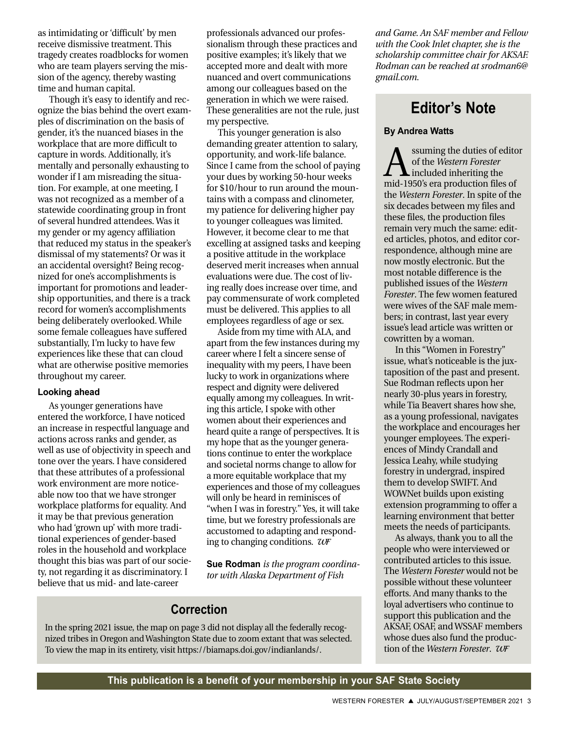as intimidating or 'difficult' by men receive dismissive treatment. This tragedy creates roadblocks for women who are team players serving the mission of the agency, thereby wasting time and human capital.

Though it's easy to identify and recognize the bias behind the overt examples of discrimination on the basis of gender, it's the nuanced biases in the workplace that are more difficult to capture in words. Additionally, it's mentally and personally exhausting to wonder if I am misreading the situation. For example, at one meeting, I was not recognized as a member of a statewide coordinating group in front of several hundred attendees. Was it my gender or my agency affiliation that reduced my status in the speaker's dismissal of my statements? Or was it an accidental oversight? Being recognized for one's accomplishments is important for promotions and leadership opportunities, and there is a track record for women's accomplishments being deliberately overlooked. While some female colleagues have suffered substantially, I'm lucky to have few experiences like these that can cloud what are otherwise positive memories throughout my career.

#### Looking ahead

As younger generations have entered the workforce, I have noticed an increase in respectful language and actions across ranks and gender, as well as use of objectivity in speech and tone over the years. I have considered that these attributes of a professional work environment are more noticeable now too that we have stronger workplace platforms for equality. And it may be that previous generation who had 'grown up' with more traditional experiences of gender-based roles in the household and workplace thought this bias was part of our society, not regarding it as discriminatory. I believe that us mid- and late-career professionals advanced our professionalism through these practices and positive examples; it's likely that we accepted more and dealt with more nuanced and overt communications among our colleagues based on the generation in which we were raised. These generalities are not the rule, just my perspective.

This younger generation is also demanding greater attention to salary, opportunity, and work-life balance. Since I came from the school of paying your dues by working 50-hour weeks for $10/hour to run around the mountains with a compass and clinometer, my patience for delivering higher pay to younger colleagues was limited. However, it become clear to me that excelling at assigned tasks and keeping a positive attitude in the workplace deserved merit increases when annual evaluations were due. The cost of living really does increase over time, and pay commensurate of work completed must be delivered. This applies to all employees regardless of age or sex.

Aside from my time with ALA, and apart from the few instances during my career where I felt a sincere sense of inequality with my peers, I have been lucky to work in organizations where respect and dignity were delivered equally among my colleagues. In writing this article, I spoke with other women about their experiences and heard quite a range of perspectives. It is my hope that as the younger generations continue to enter the workplace and societal norms change to allow for a more equitable workplace that my experiences and those of my colleagues will only be heard in reminisces of "when I was in forestry." Yes, it will take time, but we forestry professionals are accustomed to adapting and responding to changing conditions. *WF*

**Sue Rodman** *is the program coordinator with Alaska Department of Fish and Game. An SAF member and Fellow with the Cook Inlet chapter, she is the scholarship committee chair for AKSAF. Rodman can be reached at srodman6@gmail.com.*

## Correction

In the spring 2021 issue, the map on page 3 did not display all the federally recognized tribes in Oregon and Washington State due to zoom extant that was selected. To view the map in its entirety, visit https://biamaps.doi.gov/indianlands/.

## Editor's Note

**By Andrea Watts**

Assuming the duties of editor of the *Western Forester* included inheriting the mid-1950's era production files of the *Western Forester*. In spite of the six decades between my files and these files, the production files remain very much the same: edited articles, photos, and editor correspondence, although mine are now mostly electronic. But the most notable difference is the published issues of the *Western Forester*. The few women featured were wives of the SAF male members; in contrast, last year every issue's lead article was written or cowritten by a woman.

In this "Women in Forestry" issue, what's noticeable is the juxtaposition of the past and present. Sue Rodman reflects upon her nearly 30-plus years in forestry, while Tia Beavert shares how she, as a young professional, navigates the workplace and encourages her younger employees. The experiences of Mindy Crandall and Jessica Leahy, while studying forestry in undergrad, inspired them to develop SWIFT. And WOWNet builds upon existing extension programming to offer a learning environment that better meets the needs of participants.

As always, thank you to all the people who were interviewed or contributed articles to this issue. The *Western Forester* would not be possible without these volunteer efforts. And many thanks to the loyal advertisers who continue to support this publication and the AKSAF, OSAF, and WSSAF members whose dues also fund the production of the *Western Forester*. *WF*

**This publication is a benefit of your membership in your SAF State Society**